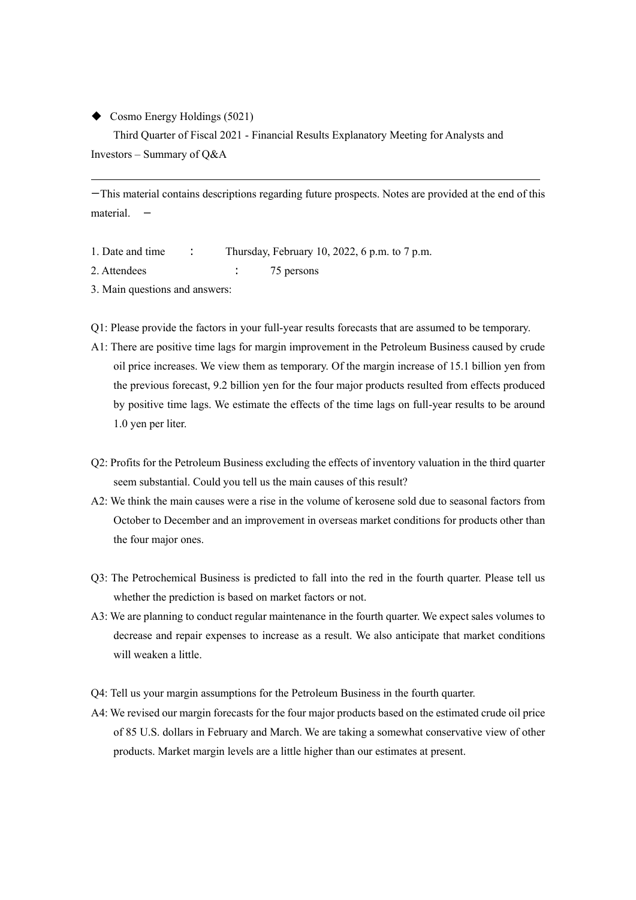◆ Cosmo Energy Holdings (5021)

Third Quarter of Fiscal 2021 - Financial Results Explanatory Meeting for Analysts and Investors – Summary of Q&A

---

－This material contains descriptions regarding future prospects. Notes are provided at the end of this material. －

1. Date and time ： Thursday, February 10, 2022, 6 p.m. to 7 p.m.
2. Attendees ： 75 persons
3. Main questions and answers:

Q1: Please provide the factors in your full-year results forecasts that are assumed to be temporary.

A1: There are positive time lags for margin improvement in the Petroleum Business caused by crude oil price increases. We view them as temporary. Of the margin increase of 15.1 billion yen from the previous forecast, 9.2 billion yen for the four major products resulted from effects produced by positive time lags. We estimate the effects of the time lags on full-year results to be around 1.0 yen per liter.

Q2: Profits for the Petroleum Business excluding the effects of inventory valuation in the third quarter seem substantial. Could you tell us the main causes of this result?

A2: We think the main causes were a rise in the volume of kerosene sold due to seasonal factors from October to December and an improvement in overseas market conditions for products other than the four major ones.

Q3: The Petrochemical Business is predicted to fall into the red in the fourth quarter. Please tell us whether the prediction is based on market factors or not.

A3: We are planning to conduct regular maintenance in the fourth quarter. We expect sales volumes to decrease and repair expenses to increase as a result. We also anticipate that market conditions will weaken a little.

Q4: Tell us your margin assumptions for the Petroleum Business in the fourth quarter.

A4: We revised our margin forecasts for the four major products based on the estimated crude oil price of 85 U.S. dollars in February and March. We are taking a somewhat conservative view of other products. Market margin levels are a little higher than our estimates at present.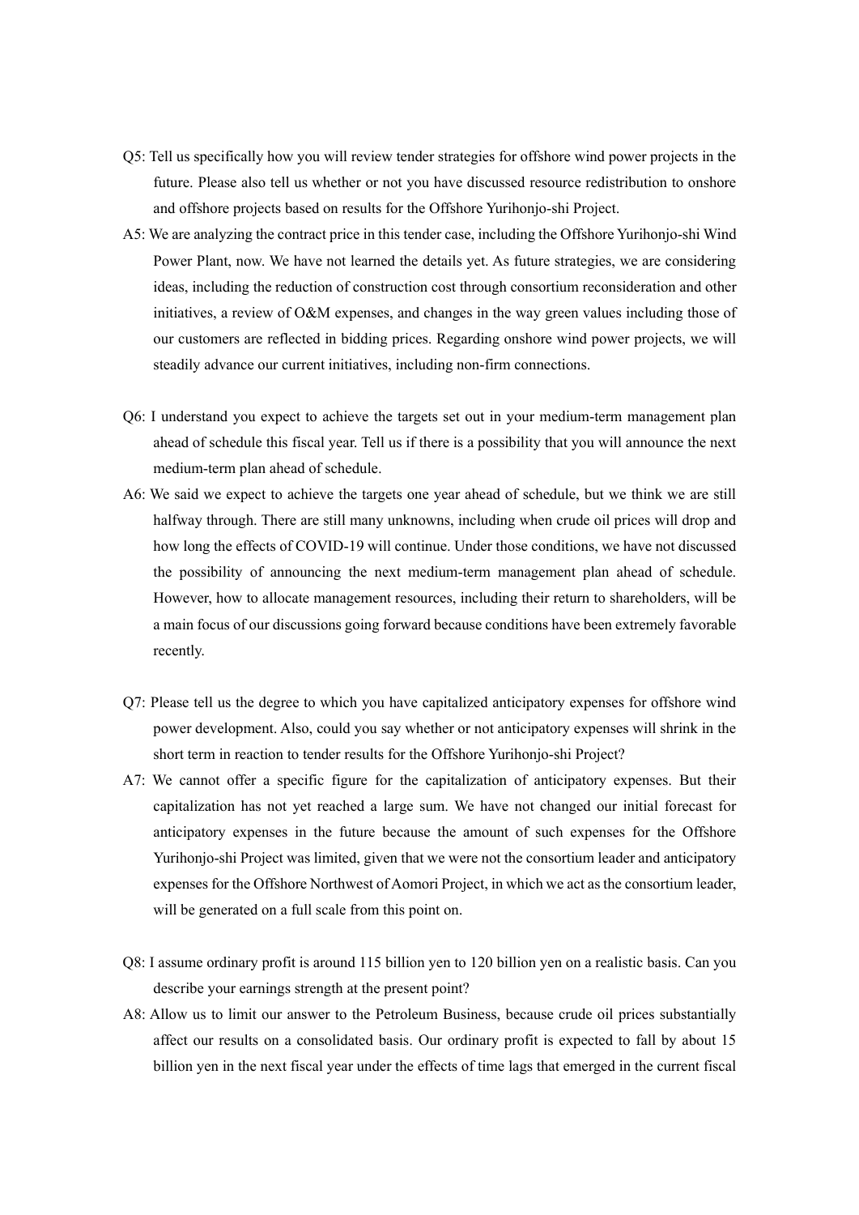Q5: Tell us specifically how you will review tender strategies for offshore wind power projects in the future. Please also tell us whether or not you have discussed resource redistribution to onshore and offshore projects based on results for the Offshore Yurihonjo-shi Project.

A5: We are analyzing the contract price in this tender case, including the Offshore Yurihonjo-shi Wind Power Plant, now. We have not learned the details yet. As future strategies, we are considering ideas, including the reduction of construction cost through consortium reconsideration and other initiatives, a review of O&M expenses, and changes in the way green values including those of our customers are reflected in bidding prices. Regarding onshore wind power projects, we will steadily advance our current initiatives, including non-firm connections.

Q6: I understand you expect to achieve the targets set out in your medium-term management plan ahead of schedule this fiscal year. Tell us if there is a possibility that you will announce the next medium-term plan ahead of schedule.

A6: We said we expect to achieve the targets one year ahead of schedule, but we think we are still halfway through. There are still many unknowns, including when crude oil prices will drop and how long the effects of COVID-19 will continue. Under those conditions, we have not discussed the possibility of announcing the next medium-term management plan ahead of schedule. However, how to allocate management resources, including their return to shareholders, will be a main focus of our discussions going forward because conditions have been extremely favorable recently.

Q7: Please tell us the degree to which you have capitalized anticipatory expenses for offshore wind power development. Also, could you say whether or not anticipatory expenses will shrink in the short term in reaction to tender results for the Offshore Yurihonjo-shi Project?

A7: We cannot offer a specific figure for the capitalization of anticipatory expenses. But their capitalization has not yet reached a large sum. We have not changed our initial forecast for anticipatory expenses in the future because the amount of such expenses for the Offshore Yurihonjo-shi Project was limited, given that we were not the consortium leader and anticipatory expenses for the Offshore Northwest of Aomori Project, in which we act as the consortium leader, will be generated on a full scale from this point on.

Q8: I assume ordinary profit is around 115 billion yen to 120 billion yen on a realistic basis. Can you describe your earnings strength at the present point?

A8: Allow us to limit our answer to the Petroleum Business, because crude oil prices substantially affect our results on a consolidated basis. Our ordinary profit is expected to fall by about 15 billion yen in the next fiscal year under the effects of time lags that emerged in the current fiscal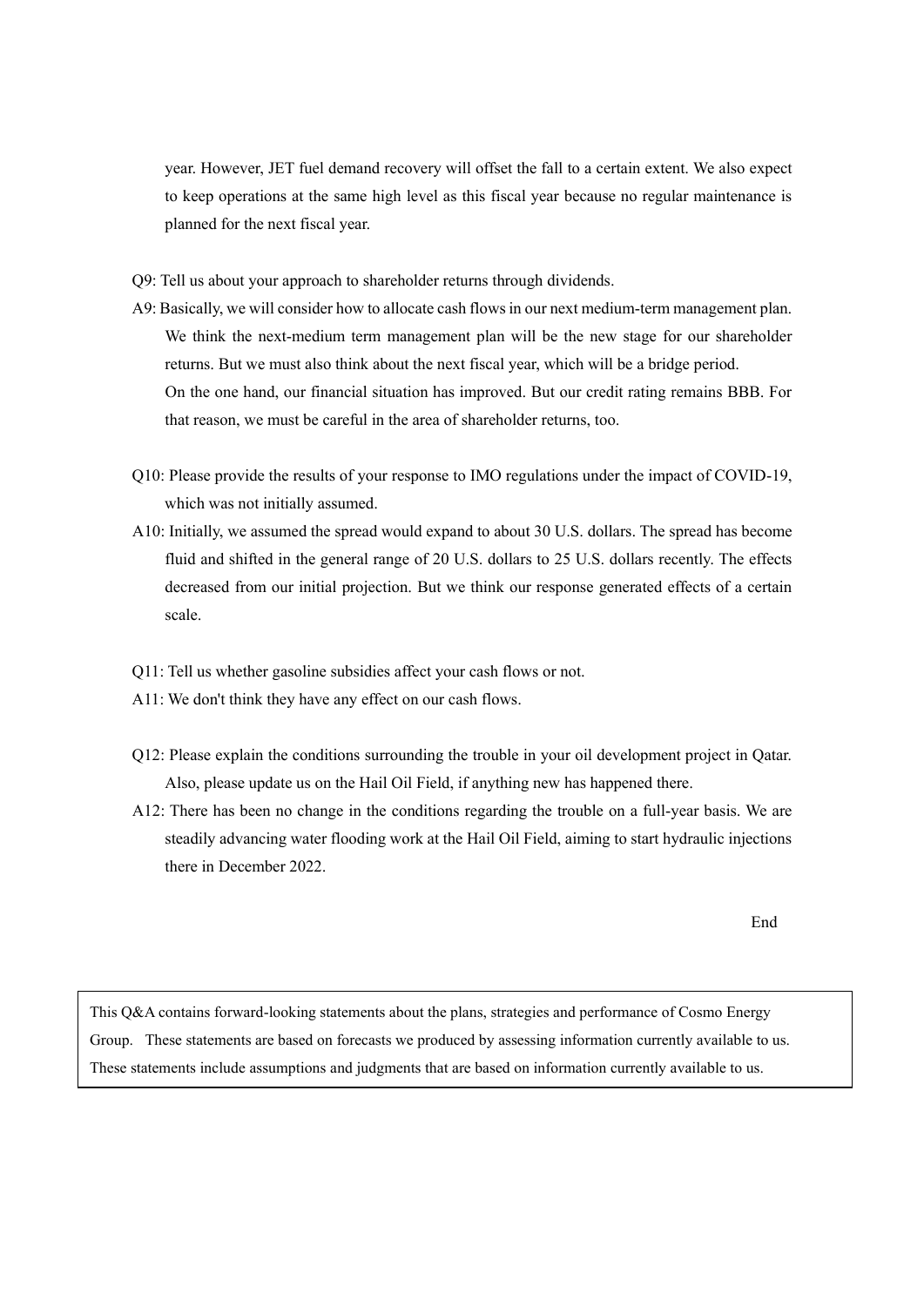year. However, JET fuel demand recovery will offset the fall to a certain extent. We also expect to keep operations at the same high level as this fiscal year because no regular maintenance is planned for the next fiscal year.

Q9: Tell us about your approach to shareholder returns through dividends.

A9: Basically, we will consider how to allocate cash flows in our next medium-term management plan. We think the next-medium term management plan will be the new stage for our shareholder returns. But we must also think about the next fiscal year, which will be a bridge period.
On the one hand, our financial situation has improved. But our credit rating remains BBB. For that reason, we must be careful in the area of shareholder returns, too.

Q10: Please provide the results of your response to IMO regulations under the impact of COVID-19, which was not initially assumed.

A10: Initially, we assumed the spread would expand to about 30 U.S. dollars. The spread has become fluid and shifted in the general range of 20 U.S. dollars to 25 U.S. dollars recently. The effects decreased from our initial projection. But we think our response generated effects of a certain scale.

Q11: Tell us whether gasoline subsidies affect your cash flows or not.

A11: We don't think they have any effect on our cash flows.

Q12: Please explain the conditions surrounding the trouble in your oil development project in Qatar. Also, please update us on the Hail Oil Field, if anything new has happened there.

A12: There has been no change in the conditions regarding the trouble on a full-year basis. We are steadily advancing water flooding work at the Hail Oil Field, aiming to start hydraulic injections there in December 2022.

End

This Q&A contains forward-looking statements about the plans, strategies and performance of Cosmo Energy Group. These statements are based on forecasts we produced by assessing information currently available to us. These statements include assumptions and judgments that are based on information currently available to us.